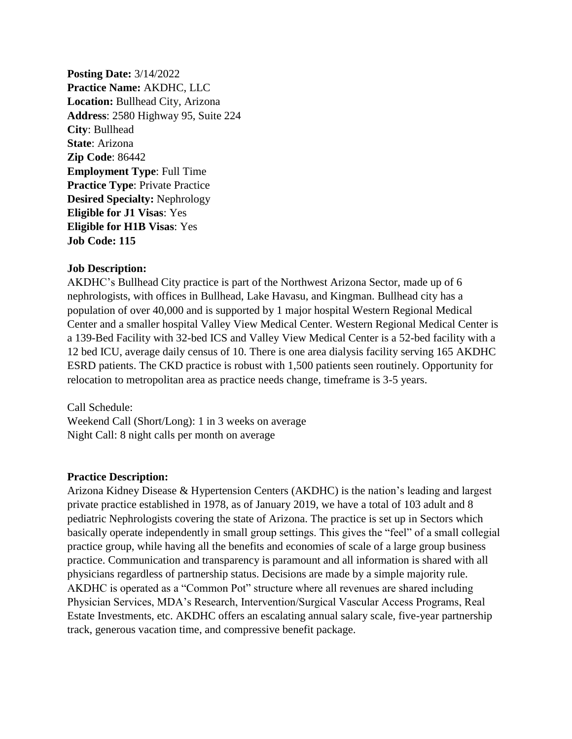**Posting Date:** 3/14/2022
**Practice Name:** AKDHC, LLC
**Location:** Bullhead City, Arizona
**Address**: 2580 Highway 95, Suite 224
**City**: Bullhead
**State**: Arizona
**Zip Code**: 86442
**Employment Type**: Full Time
**Practice Type**: Private Practice
**Desired Specialty:** Nephrology
**Eligible for J1 Visas**: Yes
**Eligible for H1B Visas**: Yes
**Job Code: 115**

**Job Description:**

AKDHC's Bullhead City practice is part of the Northwest Arizona Sector, made up of 6 nephrologists, with offices in Bullhead, Lake Havasu, and Kingman. Bullhead city has a population of over 40,000 and is supported by 1 major hospital Western Regional Medical Center and a smaller hospital Valley View Medical Center. Western Regional Medical Center is a 139-Bed Facility with 32-bed ICS and Valley View Medical Center is a 52-bed facility with a 12 bed ICU, average daily census of 10. There is one area dialysis facility serving 165 AKDHC ESRD patients. The CKD practice is robust with 1,500 patients seen routinely. Opportunity for relocation to metropolitan area as practice needs change, timeframe is 3-5 years.

Call Schedule:
Weekend Call (Short/Long): 1 in 3 weeks on average
Night Call: 8 night calls per month on average

**Practice Description:**

Arizona Kidney Disease & Hypertension Centers (AKDHC) is the nation's leading and largest private practice established in 1978, as of January 2019, we have a total of 103 adult and 8 pediatric Nephrologists covering the state of Arizona. The practice is set up in Sectors which basically operate independently in small group settings. This gives the "feel" of a small collegial practice group, while having all the benefits and economies of scale of a large group business practice. Communication and transparency is paramount and all information is shared with all physicians regardless of partnership status. Decisions are made by a simple majority rule. AKDHC is operated as a "Common Pot" structure where all revenues are shared including Physician Services, MDA's Research, Intervention/Surgical Vascular Access Programs, Real Estate Investments, etc. AKDHC offers an escalating annual salary scale, five-year partnership track, generous vacation time, and compressive benefit package.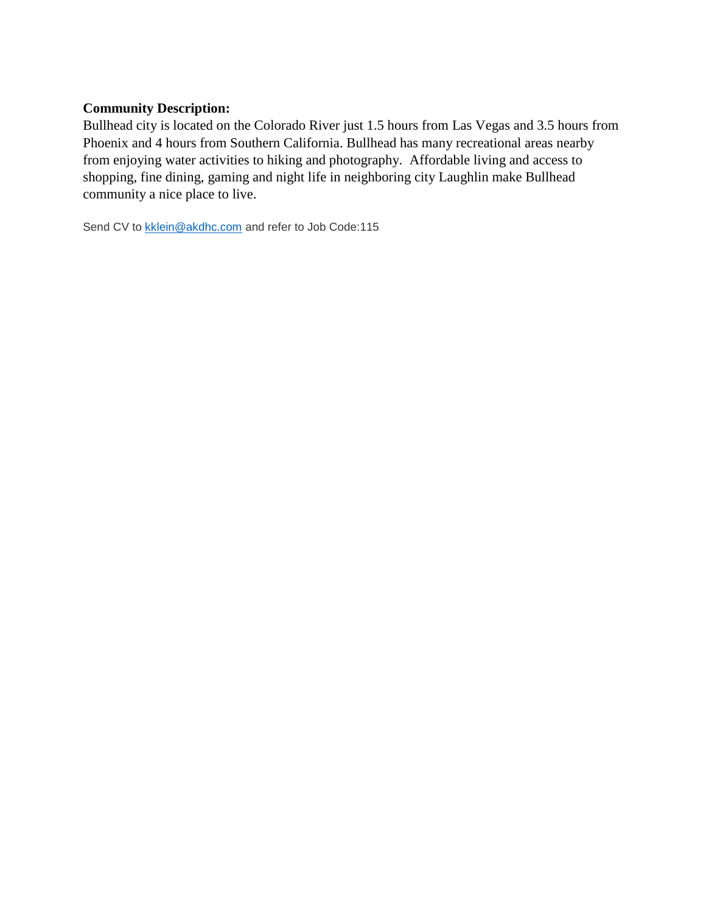**Community Description:**

Bullhead city is located on the Colorado River just 1.5 hours from Las Vegas and 3.5 hours from Phoenix and 4 hours from Southern California. Bullhead has many recreational areas nearby from enjoying water activities to hiking and photography. Affordable living and access to shopping, fine dining, gaming and night life in neighboring city Laughlin make Bullhead community a nice place to live.

Send CV to kklein@akdhc.com and refer to Job Code:115